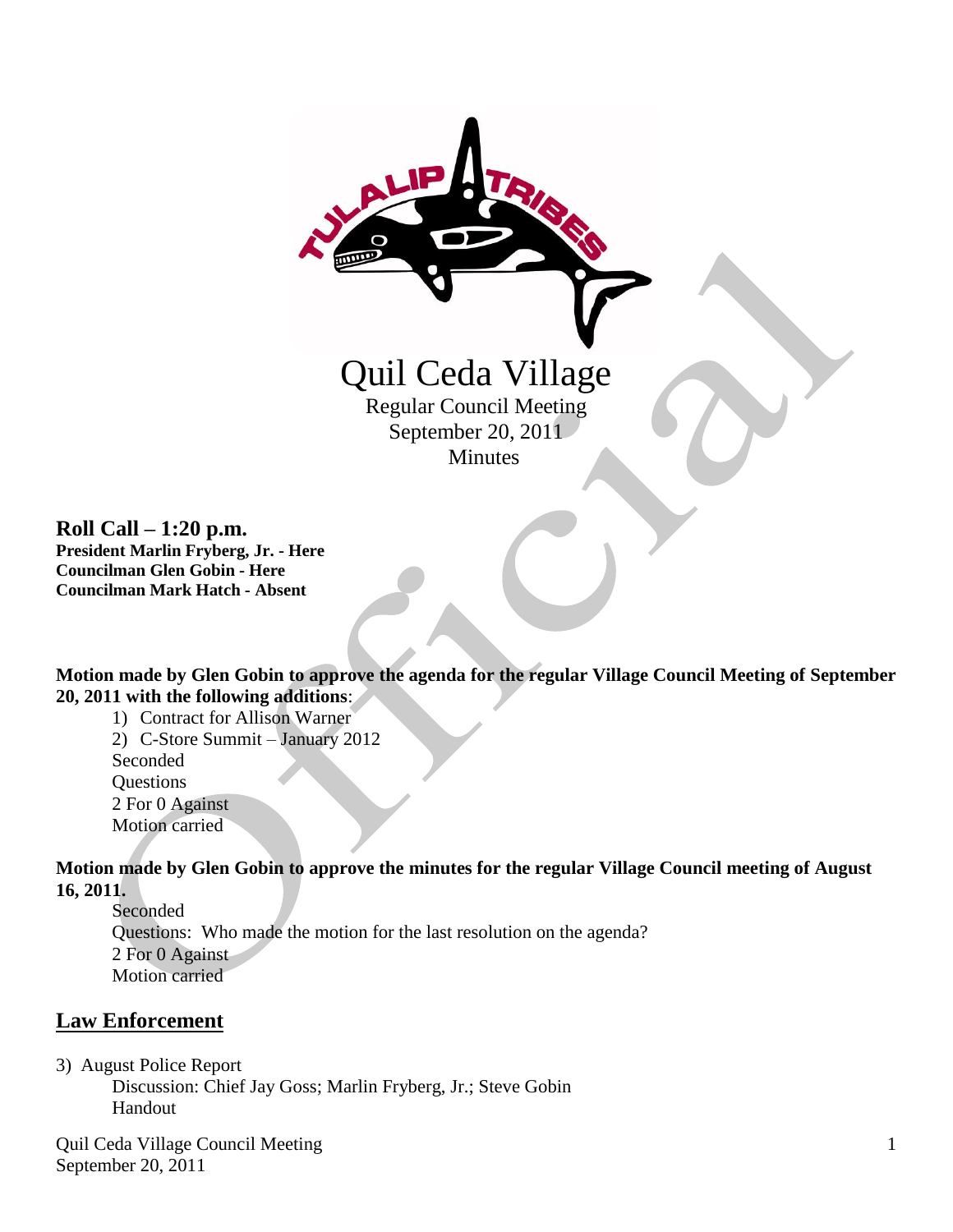# Quil Ceda Village

Regular Council Meeting
September 20, 2011
Minutes

## Roll Call – 1:20 p.m.

**President Marlin Fryberg, Jr. - Here**
**Councilman Glen Gobin - Here**
**Councilman Mark Hatch - Absent**

**Motion made by Glen Gobin to approve the agenda for the regular Village Council Meeting of September 20, 2011 with the following additions**:

1) Contract for Allison Warner
2) C-Store Summit – January 2012

Seconded
Questions
2 For 0 Against
Motion carried

**Motion made by Glen Gobin to approve the minutes for the regular Village Council meeting of August 16, 2011.**

Seconded
Questions: Who made the motion for the last resolution on the agenda?
2 For 0 Against
Motion carried

## Law Enforcement

3) August Police Report

Discussion: Chief Jay Goss; Marlin Fryberg, Jr.; Steve Gobin
Handout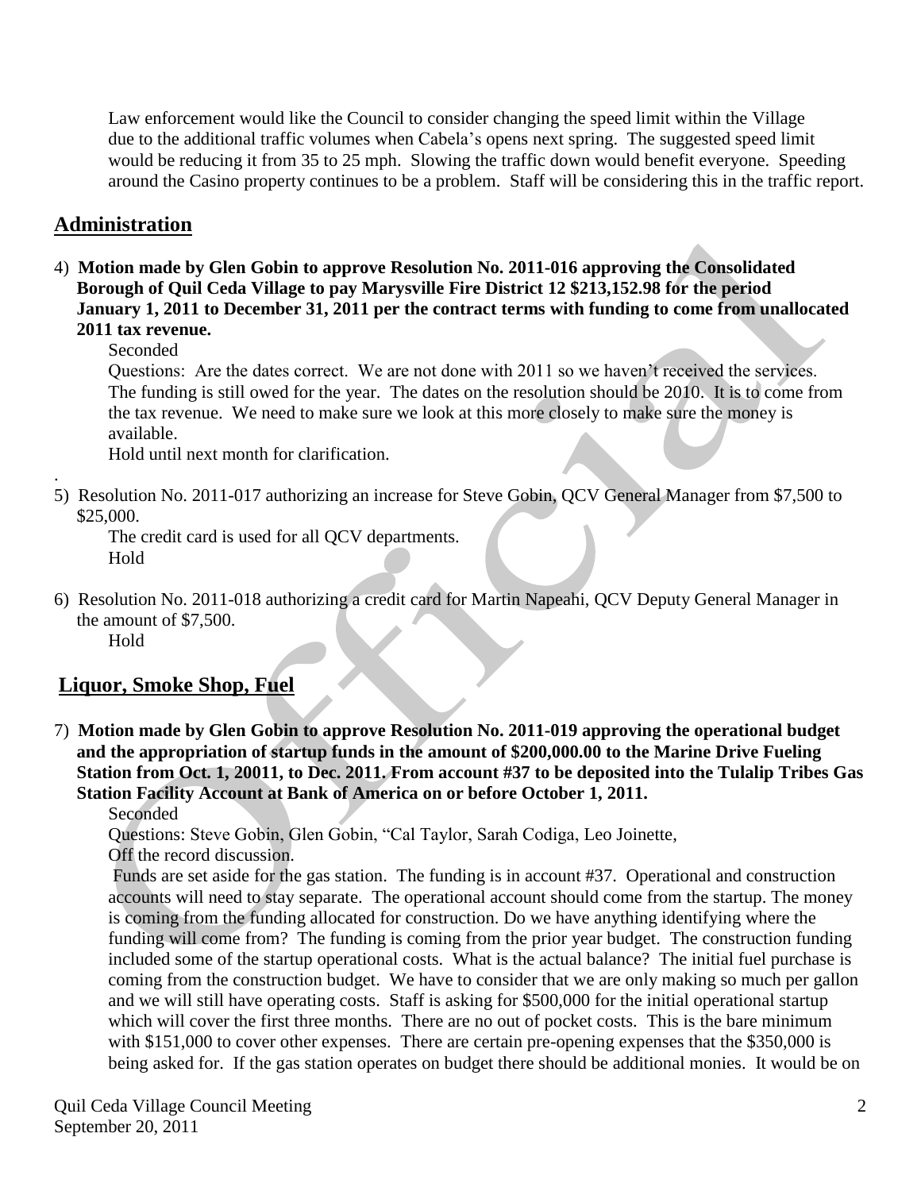Law enforcement would like the Council to consider changing the speed limit within the Village due to the additional traffic volumes when Cabela's opens next spring. The suggested speed limit would be reducing it from 35 to 25 mph. Slowing the traffic down would benefit everyone. Speeding around the Casino property continues to be a problem. Staff will be considering this in the traffic report.

## Administration

4) **Motion made by Glen Gobin to approve Resolution No. 2011-016 approving the Consolidated Borough of Quil Ceda Village to pay Marysville Fire District 12 $213,152.98 for the period January 1, 2011 to December 31, 2011 per the contract terms with funding to come from unallocated 2011 tax revenue.**

Seconded

Questions: Are the dates correct. We are not done with 2011 so we haven't received the services. The funding is still owed for the year. The dates on the resolution should be 2010. It is to come from the tax revenue. We need to make sure we look at this more closely to make sure the money is available.

Hold until next month for clarification.

.

5) Resolution No. 2011-017 authorizing an increase for Steve Gobin, QCV General Manager from $7,500 to $25,000.

The credit card is used for all QCV departments.

Hold

6) Resolution No. 2011-018 authorizing a credit card for Martin Napeahi, QCV Deputy General Manager in the amount of $7,500.

Hold

## Liquor, Smoke Shop, Fuel

7) **Motion made by Glen Gobin to approve Resolution No. 2011-019 approving the operational budget and the appropriation of startup funds in the amount of $200,000.00 to the Marine Drive Fueling Station from Oct. 1, 20011, to Dec. 2011. From account #37 to be deposited into the Tulalip Tribes Gas Station Facility Account at Bank of America on or before October 1, 2011.**

Seconded

Questions: Steve Gobin, Glen Gobin, "Cal Taylor, Sarah Codiga, Leo Joinette,

Off the record discussion.

Funds are set aside for the gas station. The funding is in account #37. Operational and construction accounts will need to stay separate. The operational account should come from the startup. The money is coming from the funding allocated for construction. Do we have anything identifying where the funding will come from? The funding is coming from the prior year budget. The construction funding included some of the startup operational costs. What is the actual balance? The initial fuel purchase is coming from the construction budget. We have to consider that we are only making so much per gallon and we will still have operating costs. Staff is asking for $500,000 for the initial operational startup which will cover the first three months. There are no out of pocket costs. This is the bare minimum with $151,000 to cover other expenses. There are certain pre-opening expenses that the $350,000 is being asked for. If the gas station operates on budget there should be additional monies. It would be on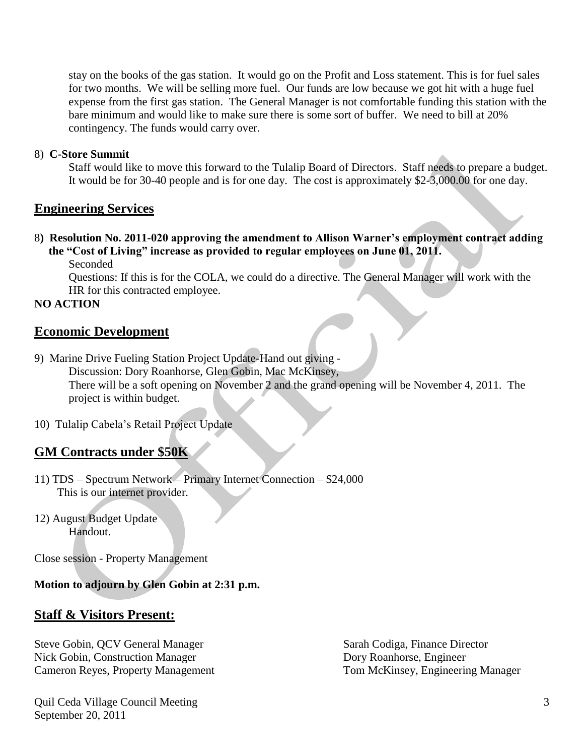stay on the books of the gas station. It would go on the Profit and Loss statement. This is for fuel sales for two months. We will be selling more fuel. Our funds are low because we got hit with a huge fuel expense from the first gas station. The General Manager is not comfortable funding this station with the bare minimum and would like to make sure there is some sort of buffer. We need to bill at 20% contingency. The funds would carry over.

8) **C-Store Summit**

Staff would like to move this forward to the Tulalip Board of Directors. Staff needs to prepare a budget. It would be for 30-40 people and is for one day. The cost is approximately $2-3,000.00 for one day.

## Engineering Services

8) **Resolution No. 2011-020 approving the amendment to Allison Warner's employment contract adding the "Cost of Living" increase as provided to regular employees on June 01, 2011.**

Seconded

Questions: If this is for the COLA, we could do a directive. The General Manager will work with the HR for this contracted employee.

**NO ACTION**

## Economic Development

9) Marine Drive Fueling Station Project Update-Hand out giving -

Discussion: Dory Roanhorse, Glen Gobin, Mac McKinsey,

There will be a soft opening on November 2 and the grand opening will be November 4, 2011. The project is within budget.

10) Tulalip Cabela's Retail Project Update

## GM Contracts under $50K

11) TDS – Spectrum Network – Primary Internet Connection – $24,000

This is our internet provider.

12) August Budget Update

Handout.

Close session - Property Management

**Motion to adjourn by Glen Gobin at 2:31 p.m.**

## Staff & Visitors Present:

Steve Gobin, QCV General Manager
Nick Gobin, Construction Manager
Cameron Reyes, Property Management
Sarah Codiga, Finance Director
Dory Roanhorse, Engineer
Tom McKinsey, Engineering Manager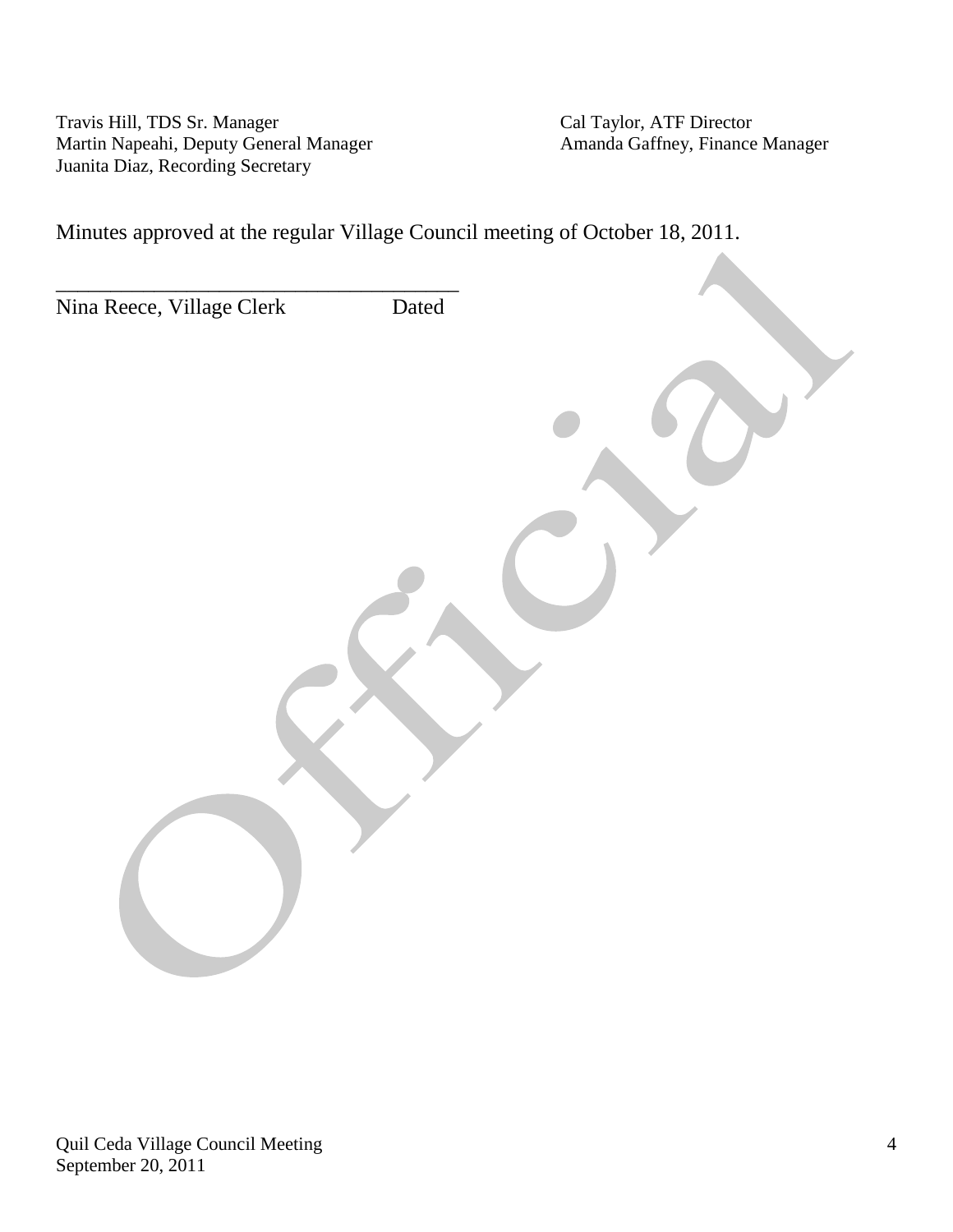Travis Hill, TDS Sr. Manager
Martin Napeahi, Deputy General Manager
Juanita Diaz, Recording Secretary
Cal Taylor, ATF Director
Amanda Gaffney, Finance Manager

Minutes approved at the regular Village Council meeting of October 18, 2011.

______________________________________
Nina Reece, Village Clerk                    Dated

Official